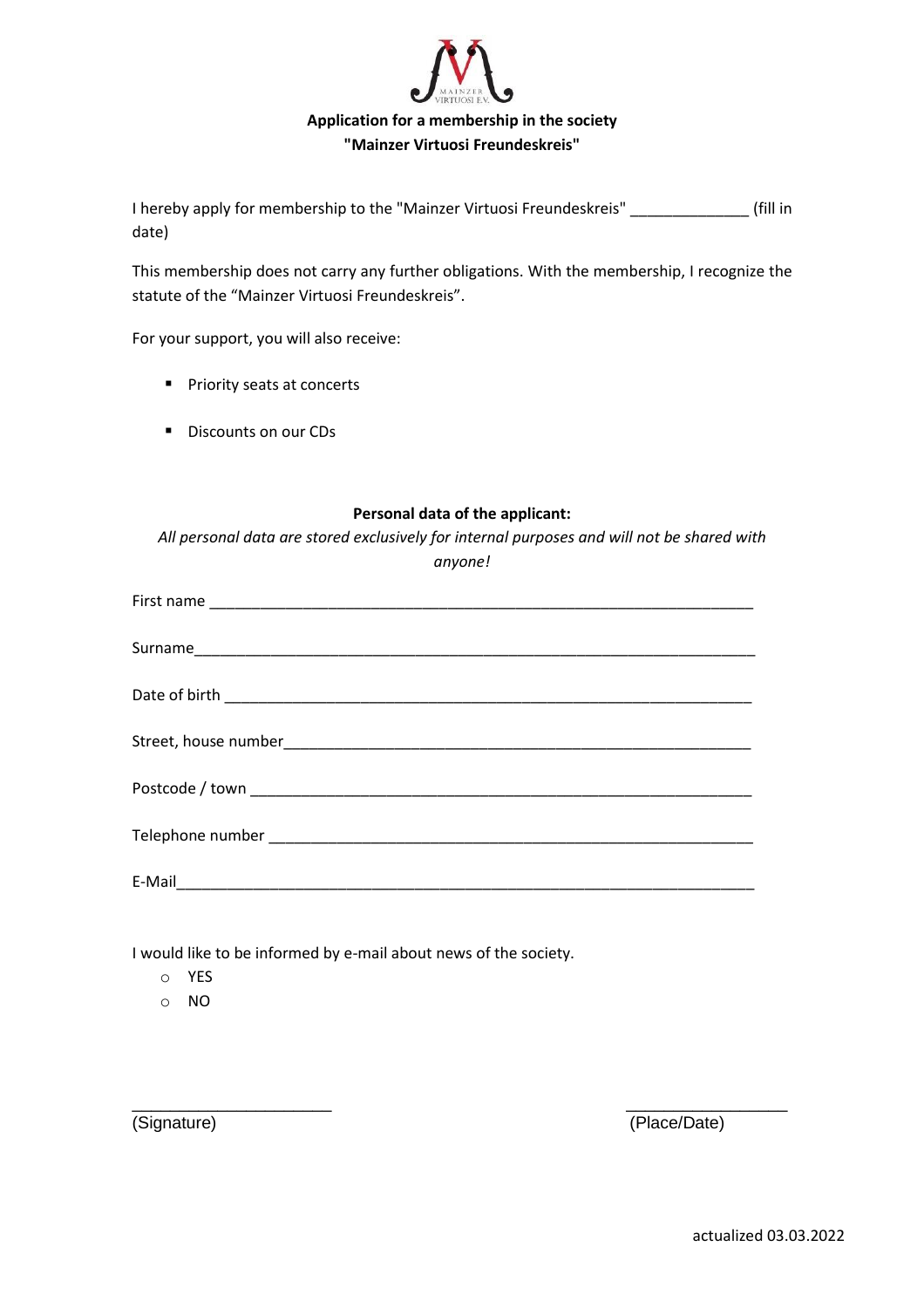**Application for a membership in the society "Mainzer Virtuosi Freundeskreis"**

I hereby apply for membership to the "Mainzer Virtuosi Freundeskreis" ______________ (fill in date)

This membership does not carry any further obligations. With the membership, I recognize the statute of the "Mainzer Virtuosi Freundeskreis".

For your support, you will also receive:

- Priority seats at concerts
- Discounts on our CDs

**Personal data of the applicant:**

*All personal data are stored exclusively for internal purposes and will not be shared with anyone!*

First name ________________________________________________________________

Surname__________________________________________________________________

Date of birth ______________________________________________________________

Street, house number_______________________________________________________

Postcode / town ____________________________________________________________

Telephone number _________________________________________________________

E-Mail____________________________________________________________________

I would like to be informed by e-mail about news of the society.

- ○ YES
- ○ NO

______________________ (Signature)

__________________ (Place/Date)

actualized 03.03.2022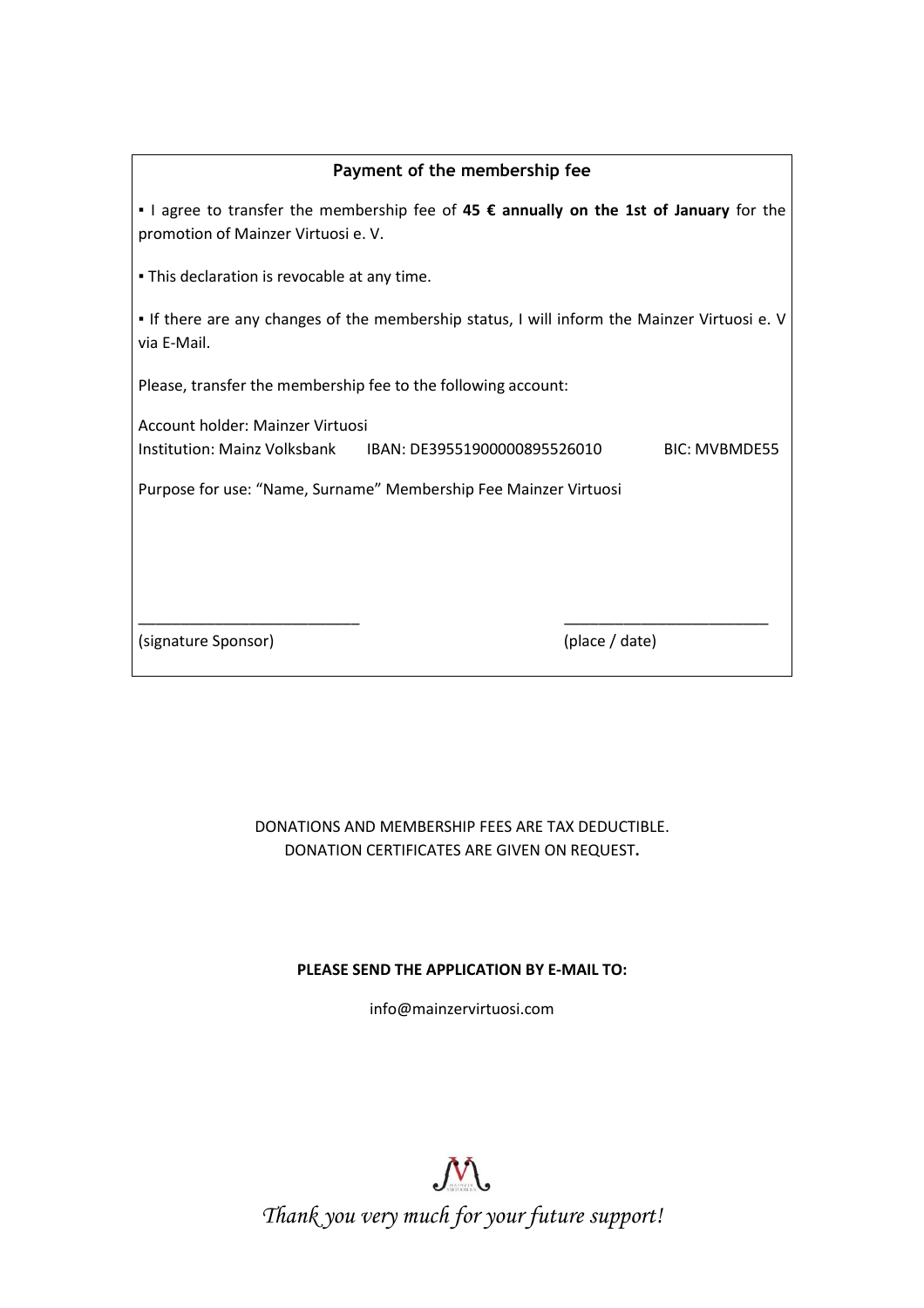## Payment of the membership fee

▪ I agree to transfer the membership fee of **45 € annually on the 1st of January** for the promotion of Mainzer Virtuosi e. V.

▪ This declaration is revocable at any time.

▪ If there are any changes of the membership status, I will inform the Mainzer Virtuosi e. V via E-Mail.

Please, transfer the membership fee to the following account:

Account holder: Mainzer Virtuosi
Institution: Mainz Volksbank IBAN: DE39551900000895526010 BIC: MVBMDE55

Purpose for use: "Name, Surname" Membership Fee Mainzer Virtuosi

___________________________ ________________________
(signature Sponsor) (place / date)

DONATIONS AND MEMBERSHIP FEES ARE TAX DEDUCTIBLE.
DONATION CERTIFICATES ARE GIVEN ON REQUEST**.**

**PLEASE SEND THE APPLICATION BY E-MAIL TO:**

info@mainzervirtuosi.com

*Thank you very much for your future support!*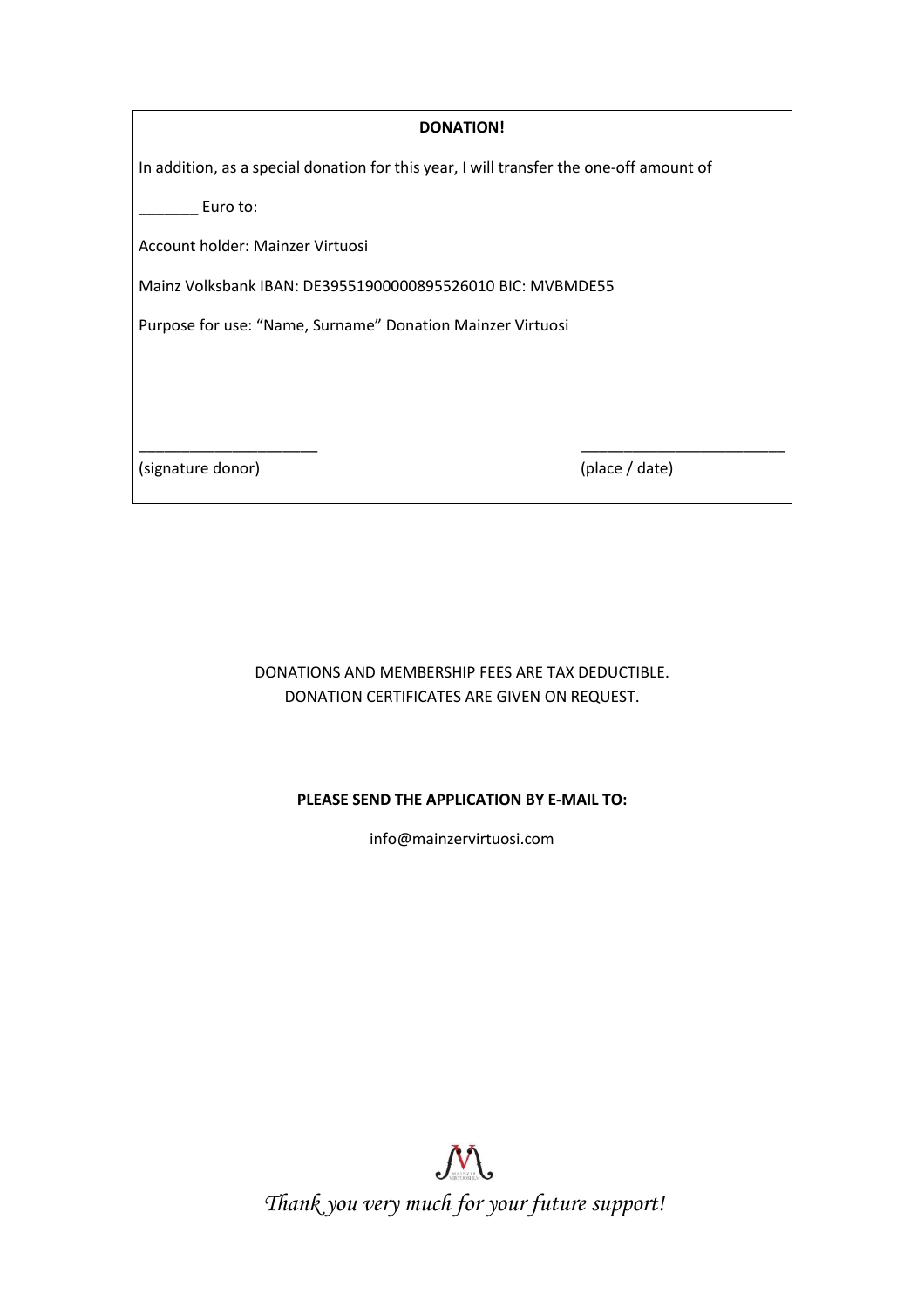**DONATION!**

In addition, as a special donation for this year, I will transfer the one-off amount of

_______ Euro to:

Account holder: Mainzer Virtuosi

Mainz Volksbank IBAN: DE39551900000895526010 BIC: MVBMDE55

Purpose for use: “Name, Surname” Donation Mainzer Virtuosi

_____________________ _________________________

(signature donor) (place / date)

DONATIONS AND MEMBERSHIP FEES ARE TAX DEDUCTIBLE.
DONATION CERTIFICATES ARE GIVEN ON REQUEST.

**PLEASE SEND THE APPLICATION BY E-MAIL TO:**

info@mainzervirtuosi.com

*Thank you very much for your future support!*